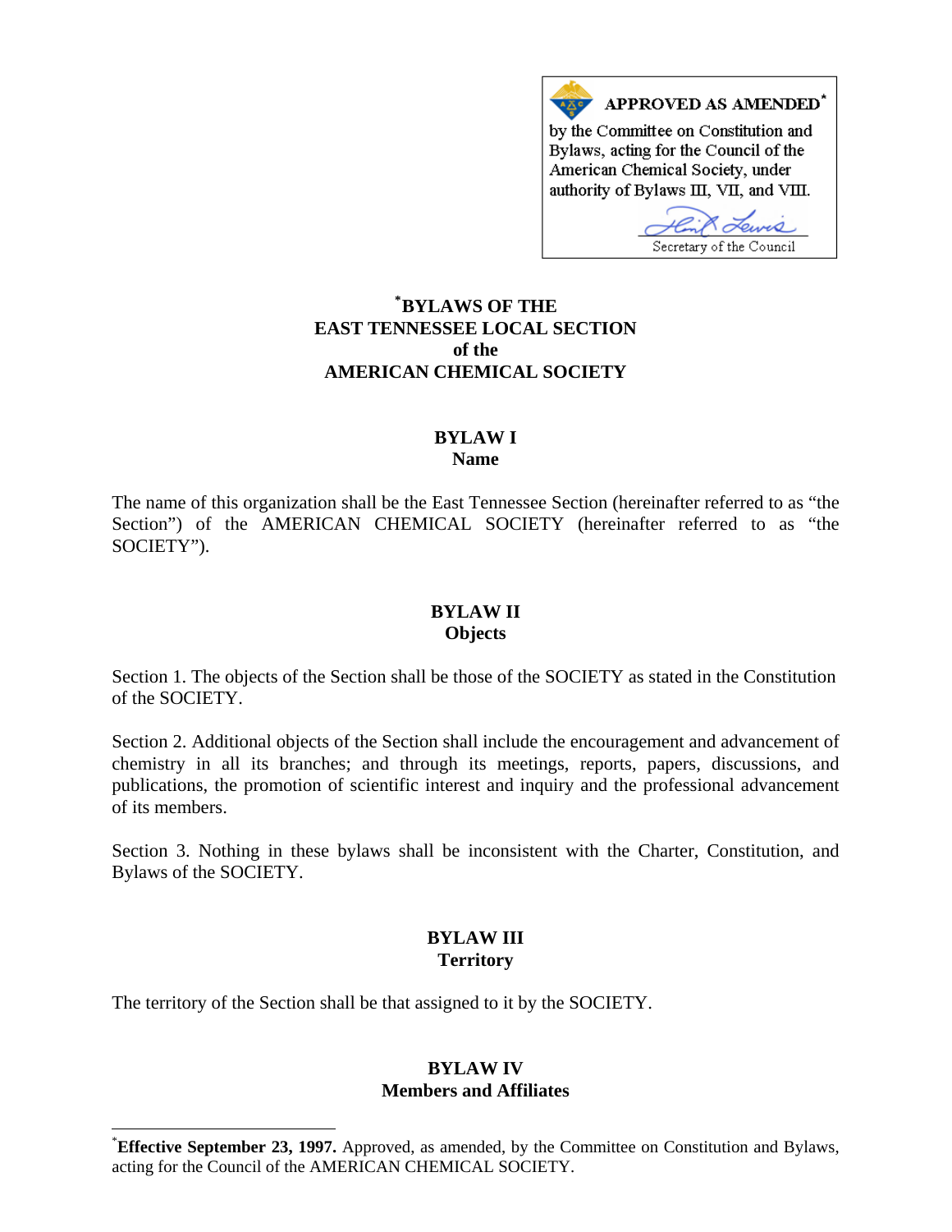APPROVED AS AMENDED*

by the Committee on Constitution and Bylaws, acting for the Council of the American Chemical Society, under authority of Bylaws III, VII, and VIII.

Secretary of the Council

# *BYLAWS OF THE EAST TENNESSEE LOCAL SECTION of the AMERICAN CHEMICAL SOCIETY

## BYLAW I
## Name

The name of this organization shall be the East Tennessee Section (hereinafter referred to as "the Section") of the AMERICAN CHEMICAL SOCIETY (hereinafter referred to as "the SOCIETY").

## BYLAW II
## Objects

Section 1. The objects of the Section shall be those of the SOCIETY as stated in the Constitution of the SOCIETY.

Section 2. Additional objects of the Section shall include the encouragement and advancement of chemistry in all its branches; and through its meetings, reports, papers, discussions, and publications, the promotion of scientific interest and inquiry and the professional advancement of its members.

Section 3. Nothing in these bylaws shall be inconsistent with the Charter, Constitution, and Bylaws of the SOCIETY.

## BYLAW III
## Territory

The territory of the Section shall be that assigned to it by the SOCIETY.

## BYLAW IV
## Members and Affiliates

*__Effective September 23, 1997.__ Approved, as amended, by the Committee on Constitution and Bylaws, acting for the Council of the AMERICAN CHEMICAL SOCIETY.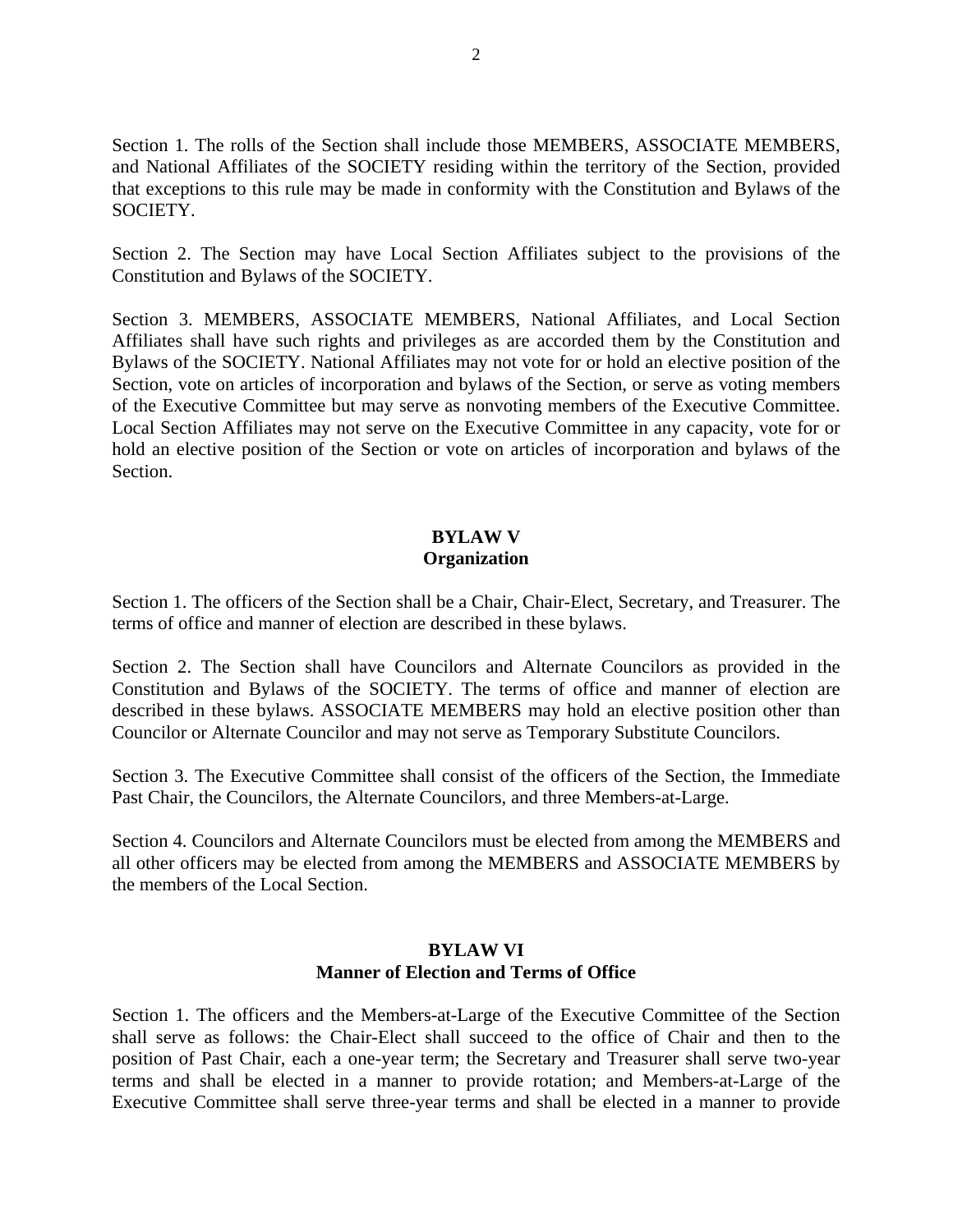Section 1. The rolls of the Section shall include those MEMBERS, ASSOCIATE MEMBERS, and National Affiliates of the SOCIETY residing within the territory of the Section, provided that exceptions to this rule may be made in conformity with the Constitution and Bylaws of the SOCIETY.

Section 2. The Section may have Local Section Affiliates subject to the provisions of the Constitution and Bylaws of the SOCIETY.

Section 3. MEMBERS, ASSOCIATE MEMBERS, National Affiliates, and Local Section Affiliates shall have such rights and privileges as are accorded them by the Constitution and Bylaws of the SOCIETY. National Affiliates may not vote for or hold an elective position of the Section, vote on articles of incorporation and bylaws of the Section, or serve as voting members of the Executive Committee but may serve as nonvoting members of the Executive Committee. Local Section Affiliates may not serve on the Executive Committee in any capacity, vote for or hold an elective position of the Section or vote on articles of incorporation and bylaws of the Section.

## BYLAW V
## Organization

Section 1. The officers of the Section shall be a Chair, Chair-Elect, Secretary, and Treasurer. The terms of office and manner of election are described in these bylaws.

Section 2. The Section shall have Councilors and Alternate Councilors as provided in the Constitution and Bylaws of the SOCIETY. The terms of office and manner of election are described in these bylaws. ASSOCIATE MEMBERS may hold an elective position other than Councilor or Alternate Councilor and may not serve as Temporary Substitute Councilors.

Section 3. The Executive Committee shall consist of the officers of the Section, the Immediate Past Chair, the Councilors, the Alternate Councilors, and three Members-at-Large.

Section 4. Councilors and Alternate Councilors must be elected from among the MEMBERS and all other officers may be elected from among the MEMBERS and ASSOCIATE MEMBERS by the members of the Local Section.

## BYLAW VI
## Manner of Election and Terms of Office

Section 1. The officers and the Members-at-Large of the Executive Committee of the Section shall serve as follows: the Chair-Elect shall succeed to the office of Chair and then to the position of Past Chair, each a one-year term; the Secretary and Treasurer shall serve two-year terms and shall be elected in a manner to provide rotation; and Members-at-Large of the Executive Committee shall serve three-year terms and shall be elected in a manner to provide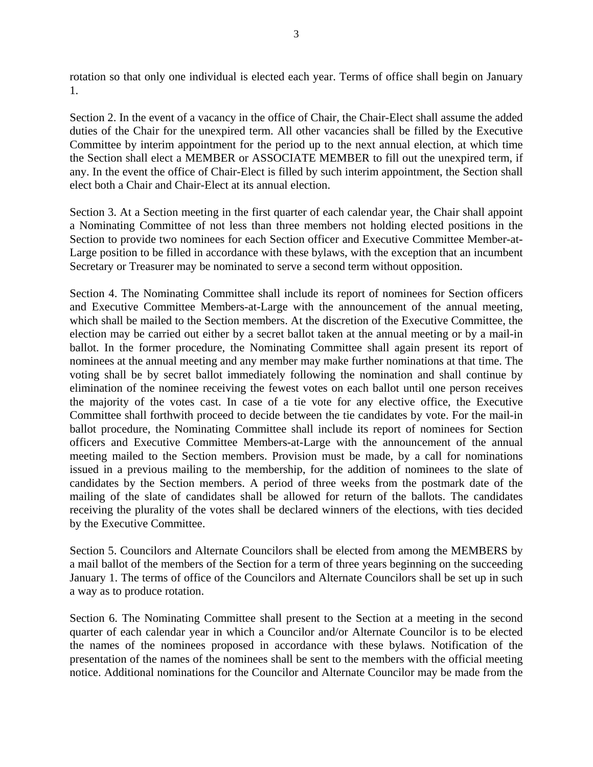rotation so that only one individual is elected each year. Terms of office shall begin on January 1.

Section 2. In the event of a vacancy in the office of Chair, the Chair-Elect shall assume the added duties of the Chair for the unexpired term. All other vacancies shall be filled by the Executive Committee by interim appointment for the period up to the next annual election, at which time the Section shall elect a MEMBER or ASSOCIATE MEMBER to fill out the unexpired term, if any. In the event the office of Chair-Elect is filled by such interim appointment, the Section shall elect both a Chair and Chair-Elect at its annual election.

Section 3. At a Section meeting in the first quarter of each calendar year, the Chair shall appoint a Nominating Committee of not less than three members not holding elected positions in the Section to provide two nominees for each Section officer and Executive Committee Member-at-Large position to be filled in accordance with these bylaws, with the exception that an incumbent Secretary or Treasurer may be nominated to serve a second term without opposition.

Section 4. The Nominating Committee shall include its report of nominees for Section officers and Executive Committee Members-at-Large with the announcement of the annual meeting, which shall be mailed to the Section members. At the discretion of the Executive Committee, the election may be carried out either by a secret ballot taken at the annual meeting or by a mail-in ballot. In the former procedure, the Nominating Committee shall again present its report of nominees at the annual meeting and any member may make further nominations at that time. The voting shall be by secret ballot immediately following the nomination and shall continue by elimination of the nominee receiving the fewest votes on each ballot until one person receives the majority of the votes cast. In case of a tie vote for any elective office, the Executive Committee shall forthwith proceed to decide between the tie candidates by vote. For the mail-in ballot procedure, the Nominating Committee shall include its report of nominees for Section officers and Executive Committee Members-at-Large with the announcement of the annual meeting mailed to the Section members. Provision must be made, by a call for nominations issued in a previous mailing to the membership, for the addition of nominees to the slate of candidates by the Section members. A period of three weeks from the postmark date of the mailing of the slate of candidates shall be allowed for return of the ballots. The candidates receiving the plurality of the votes shall be declared winners of the elections, with ties decided by the Executive Committee.

Section 5. Councilors and Alternate Councilors shall be elected from among the MEMBERS by a mail ballot of the members of the Section for a term of three years beginning on the succeeding January 1. The terms of office of the Councilors and Alternate Councilors shall be set up in such a way as to produce rotation.

Section 6. The Nominating Committee shall present to the Section at a meeting in the second quarter of each calendar year in which a Councilor and/or Alternate Councilor is to be elected the names of the nominees proposed in accordance with these bylaws. Notification of the presentation of the names of the nominees shall be sent to the members with the official meeting notice. Additional nominations for the Councilor and Alternate Councilor may be made from the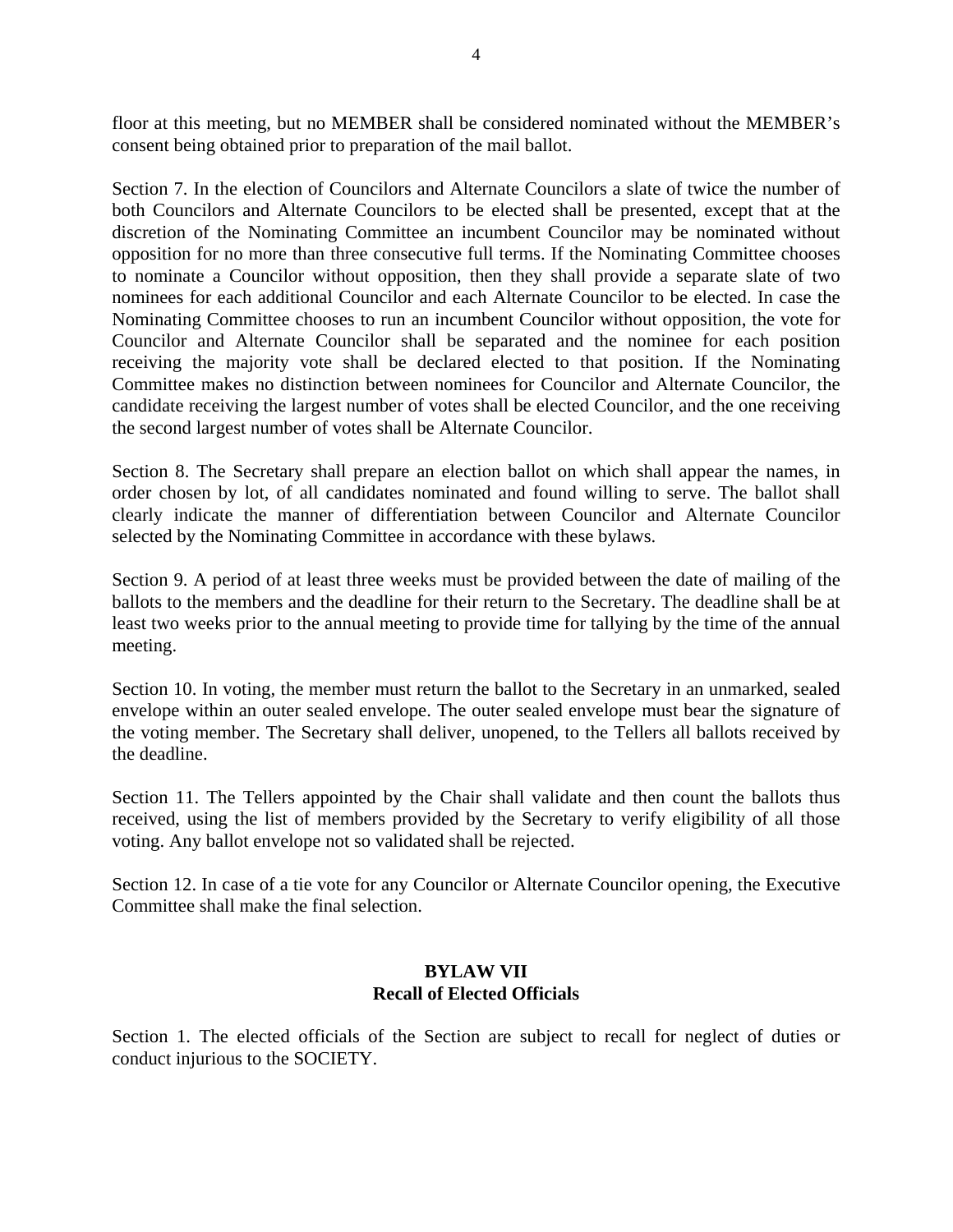floor at this meeting, but no MEMBER shall be considered nominated without the MEMBER's consent being obtained prior to preparation of the mail ballot.

Section 7. In the election of Councilors and Alternate Councilors a slate of twice the number of both Councilors and Alternate Councilors to be elected shall be presented, except that at the discretion of the Nominating Committee an incumbent Councilor may be nominated without opposition for no more than three consecutive full terms. If the Nominating Committee chooses to nominate a Councilor without opposition, then they shall provide a separate slate of two nominees for each additional Councilor and each Alternate Councilor to be elected. In case the Nominating Committee chooses to run an incumbent Councilor without opposition, the vote for Councilor and Alternate Councilor shall be separated and the nominee for each position receiving the majority vote shall be declared elected to that position. If the Nominating Committee makes no distinction between nominees for Councilor and Alternate Councilor, the candidate receiving the largest number of votes shall be elected Councilor, and the one receiving the second largest number of votes shall be Alternate Councilor.

Section 8. The Secretary shall prepare an election ballot on which shall appear the names, in order chosen by lot, of all candidates nominated and found willing to serve. The ballot shall clearly indicate the manner of differentiation between Councilor and Alternate Councilor selected by the Nominating Committee in accordance with these bylaws.

Section 9. A period of at least three weeks must be provided between the date of mailing of the ballots to the members and the deadline for their return to the Secretary. The deadline shall be at least two weeks prior to the annual meeting to provide time for tallying by the time of the annual meeting.

Section 10. In voting, the member must return the ballot to the Secretary in an unmarked, sealed envelope within an outer sealed envelope. The outer sealed envelope must bear the signature of the voting member. The Secretary shall deliver, unopened, to the Tellers all ballots received by the deadline.

Section 11. The Tellers appointed by the Chair shall validate and then count the ballots thus received, using the list of members provided by the Secretary to verify eligibility of all those voting. Any ballot envelope not so validated shall be rejected.

Section 12. In case of a tie vote for any Councilor or Alternate Councilor opening, the Executive Committee shall make the final selection.

## BYLAW VII
## Recall of Elected Officials

Section 1. The elected officials of the Section are subject to recall for neglect of duties or conduct injurious to the SOCIETY.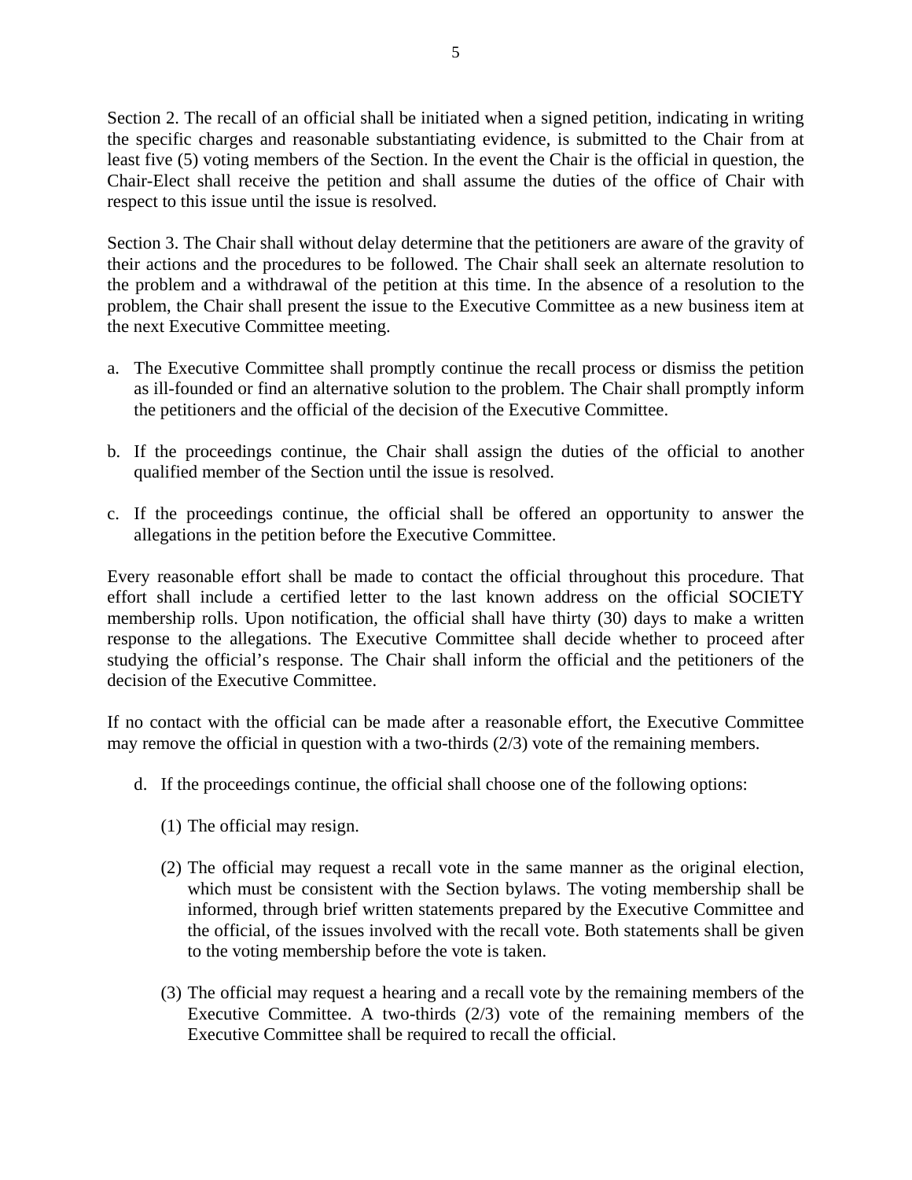Section 2. The recall of an official shall be initiated when a signed petition, indicating in writing the specific charges and reasonable substantiating evidence, is submitted to the Chair from at least five (5) voting members of the Section. In the event the Chair is the official in question, the Chair-Elect shall receive the petition and shall assume the duties of the office of Chair with respect to this issue until the issue is resolved.

Section 3. The Chair shall without delay determine that the petitioners are aware of the gravity of their actions and the procedures to be followed. The Chair shall seek an alternate resolution to the problem and a withdrawal of the petition at this time. In the absence of a resolution to the problem, the Chair shall present the issue to the Executive Committee as a new business item at the next Executive Committee meeting.

a. The Executive Committee shall promptly continue the recall process or dismiss the petition as ill-founded or find an alternative solution to the problem. The Chair shall promptly inform the petitioners and the official of the decision of the Executive Committee.

b. If the proceedings continue, the Chair shall assign the duties of the official to another qualified member of the Section until the issue is resolved.

c. If the proceedings continue, the official shall be offered an opportunity to answer the allegations in the petition before the Executive Committee.

Every reasonable effort shall be made to contact the official throughout this procedure. That effort shall include a certified letter to the last known address on the official SOCIETY membership rolls. Upon notification, the official shall have thirty (30) days to make a written response to the allegations. The Executive Committee shall decide whether to proceed after studying the official's response. The Chair shall inform the official and the petitioners of the decision of the Executive Committee.

If no contact with the official can be made after a reasonable effort, the Executive Committee may remove the official in question with a two-thirds (2/3) vote of the remaining members.

d. If the proceedings continue, the official shall choose one of the following options:

   (1) The official may resign.

   (2) The official may request a recall vote in the same manner as the original election, which must be consistent with the Section bylaws. The voting membership shall be informed, through brief written statements prepared by the Executive Committee and the official, of the issues involved with the recall vote. Both statements shall be given to the voting membership before the vote is taken.

   (3) The official may request a hearing and a recall vote by the remaining members of the Executive Committee. A two-thirds (2/3) vote of the remaining members of the Executive Committee shall be required to recall the official.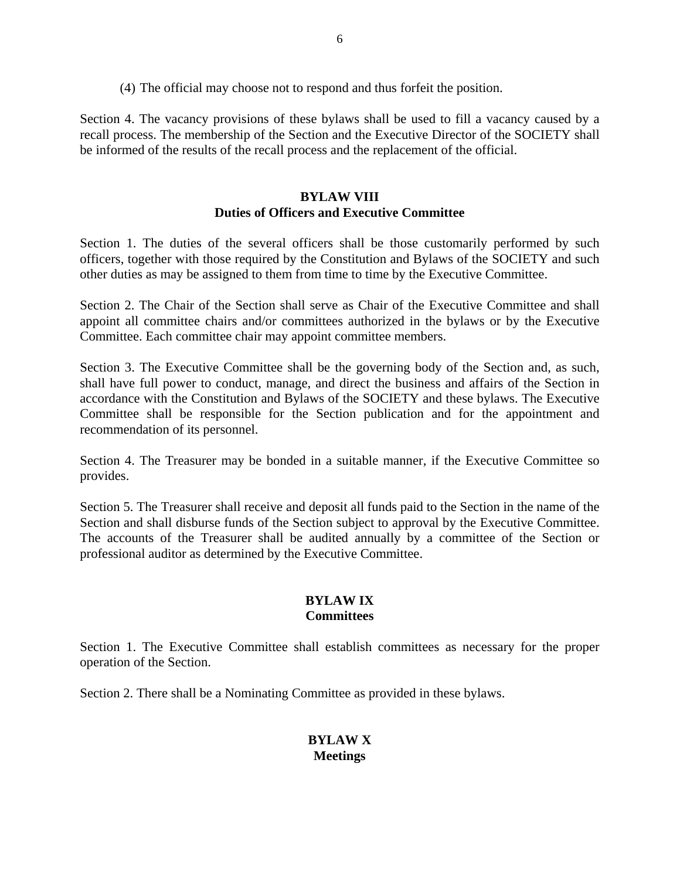(4) The official may choose not to respond and thus forfeit the position.

Section 4. The vacancy provisions of these bylaws shall be used to fill a vacancy caused by a recall process. The membership of the Section and the Executive Director of the SOCIETY shall be informed of the results of the recall process and the replacement of the official.

## BYLAW VIII
## Duties of Officers and Executive Committee

Section 1. The duties of the several officers shall be those customarily performed by such officers, together with those required by the Constitution and Bylaws of the SOCIETY and such other duties as may be assigned to them from time to time by the Executive Committee.

Section 2. The Chair of the Section shall serve as Chair of the Executive Committee and shall appoint all committee chairs and/or committees authorized in the bylaws or by the Executive Committee. Each committee chair may appoint committee members.

Section 3. The Executive Committee shall be the governing body of the Section and, as such, shall have full power to conduct, manage, and direct the business and affairs of the Section in accordance with the Constitution and Bylaws of the SOCIETY and these bylaws. The Executive Committee shall be responsible for the Section publication and for the appointment and recommendation of its personnel.

Section 4. The Treasurer may be bonded in a suitable manner, if the Executive Committee so provides.

Section 5. The Treasurer shall receive and deposit all funds paid to the Section in the name of the Section and shall disburse funds of the Section subject to approval by the Executive Committee. The accounts of the Treasurer shall be audited annually by a committee of the Section or professional auditor as determined by the Executive Committee.

## BYLAW IX
## Committees

Section 1. The Executive Committee shall establish committees as necessary for the proper operation of the Section.

Section 2. There shall be a Nominating Committee as provided in these bylaws.

## BYLAW X
## Meetings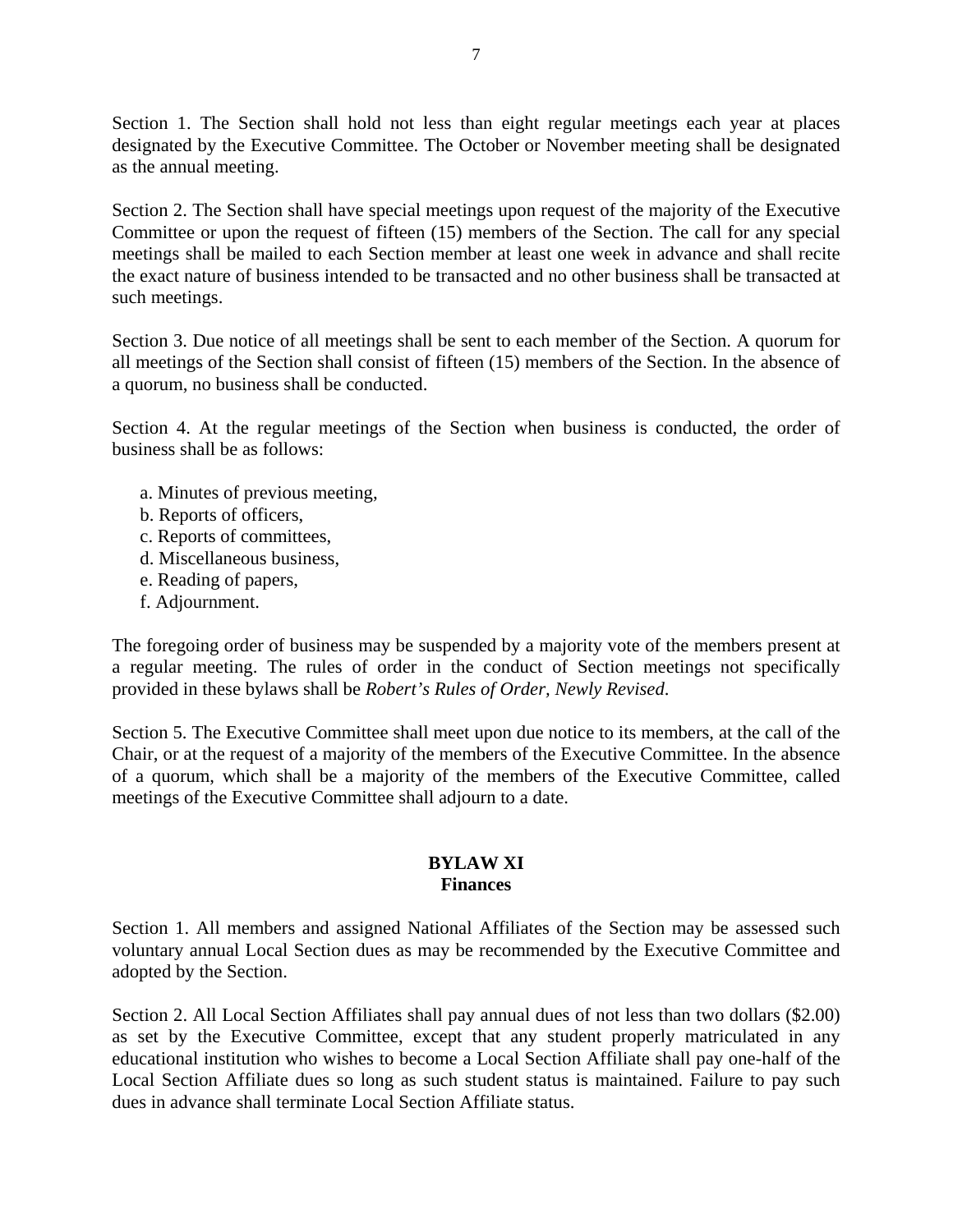Section 1. The Section shall hold not less than eight regular meetings each year at places designated by the Executive Committee. The October or November meeting shall be designated as the annual meeting.

Section 2. The Section shall have special meetings upon request of the majority of the Executive Committee or upon the request of fifteen (15) members of the Section. The call for any special meetings shall be mailed to each Section member at least one week in advance and shall recite the exact nature of business intended to be transacted and no other business shall be transacted at such meetings.

Section 3. Due notice of all meetings shall be sent to each member of the Section. A quorum for all meetings of the Section shall consist of fifteen (15) members of the Section. In the absence of a quorum, no business shall be conducted.

Section 4. At the regular meetings of the Section when business is conducted, the order of business shall be as follows:

a. Minutes of previous meeting,
b. Reports of officers,
c. Reports of committees,
d. Miscellaneous business,
e. Reading of papers,
f. Adjournment.

The foregoing order of business may be suspended by a majority vote of the members present at a regular meeting. The rules of order in the conduct of Section meetings not specifically provided in these bylaws shall be *Robert's Rules of Order, Newly Revised*.

Section 5. The Executive Committee shall meet upon due notice to its members, at the call of the Chair, or at the request of a majority of the members of the Executive Committee. In the absence of a quorum, which shall be a majority of the members of the Executive Committee, called meetings of the Executive Committee shall adjourn to a date.

## BYLAW XI
## Finances

Section 1. All members and assigned National Affiliates of the Section may be assessed such voluntary annual Local Section dues as may be recommended by the Executive Committee and adopted by the Section.

Section 2. All Local Section Affiliates shall pay annual dues of not less than two dollars ($2.00) as set by the Executive Committee, except that any student properly matriculated in any educational institution who wishes to become a Local Section Affiliate shall pay one-half of the Local Section Affiliate dues so long as such student status is maintained. Failure to pay such dues in advance shall terminate Local Section Affiliate status.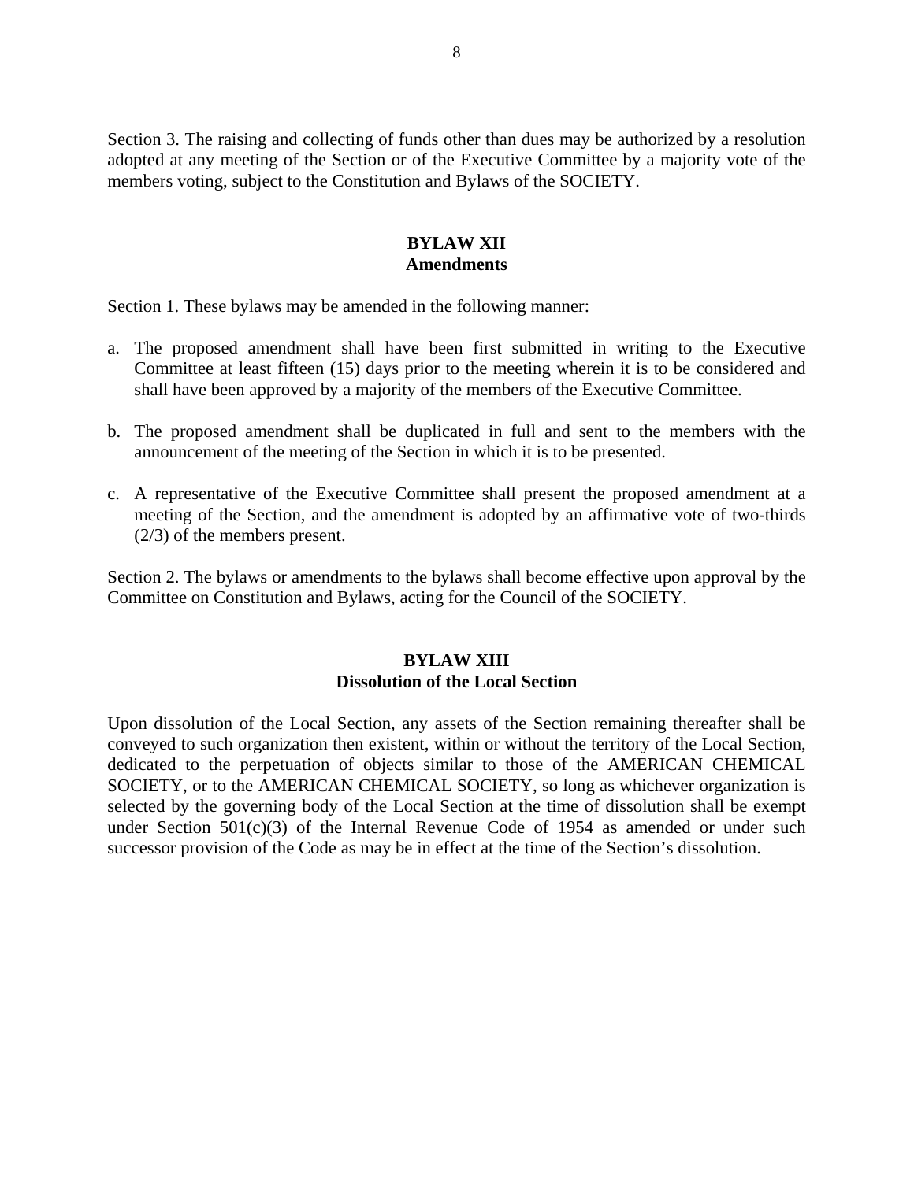Section 3. The raising and collecting of funds other than dues may be authorized by a resolution adopted at any meeting of the Section or of the Executive Committee by a majority vote of the members voting, subject to the Constitution and Bylaws of the SOCIETY.

## BYLAW XII
## Amendments

Section 1. These bylaws may be amended in the following manner:

a. The proposed amendment shall have been first submitted in writing to the Executive Committee at least fifteen (15) days prior to the meeting wherein it is to be considered and shall have been approved by a majority of the members of the Executive Committee.

b. The proposed amendment shall be duplicated in full and sent to the members with the announcement of the meeting of the Section in which it is to be presented.

c. A representative of the Executive Committee shall present the proposed amendment at a meeting of the Section, and the amendment is adopted by an affirmative vote of two-thirds (2/3) of the members present.

Section 2. The bylaws or amendments to the bylaws shall become effective upon approval by the Committee on Constitution and Bylaws, acting for the Council of the SOCIETY.

## BYLAW XIII
## Dissolution of the Local Section

Upon dissolution of the Local Section, any assets of the Section remaining thereafter shall be conveyed to such organization then existent, within or without the territory of the Local Section, dedicated to the perpetuation of objects similar to those of the AMERICAN CHEMICAL SOCIETY, or to the AMERICAN CHEMICAL SOCIETY, so long as whichever organization is selected by the governing body of the Local Section at the time of dissolution shall be exempt under Section 501(c)(3) of the Internal Revenue Code of 1954 as amended or under such successor provision of the Code as may be in effect at the time of the Section's dissolution.